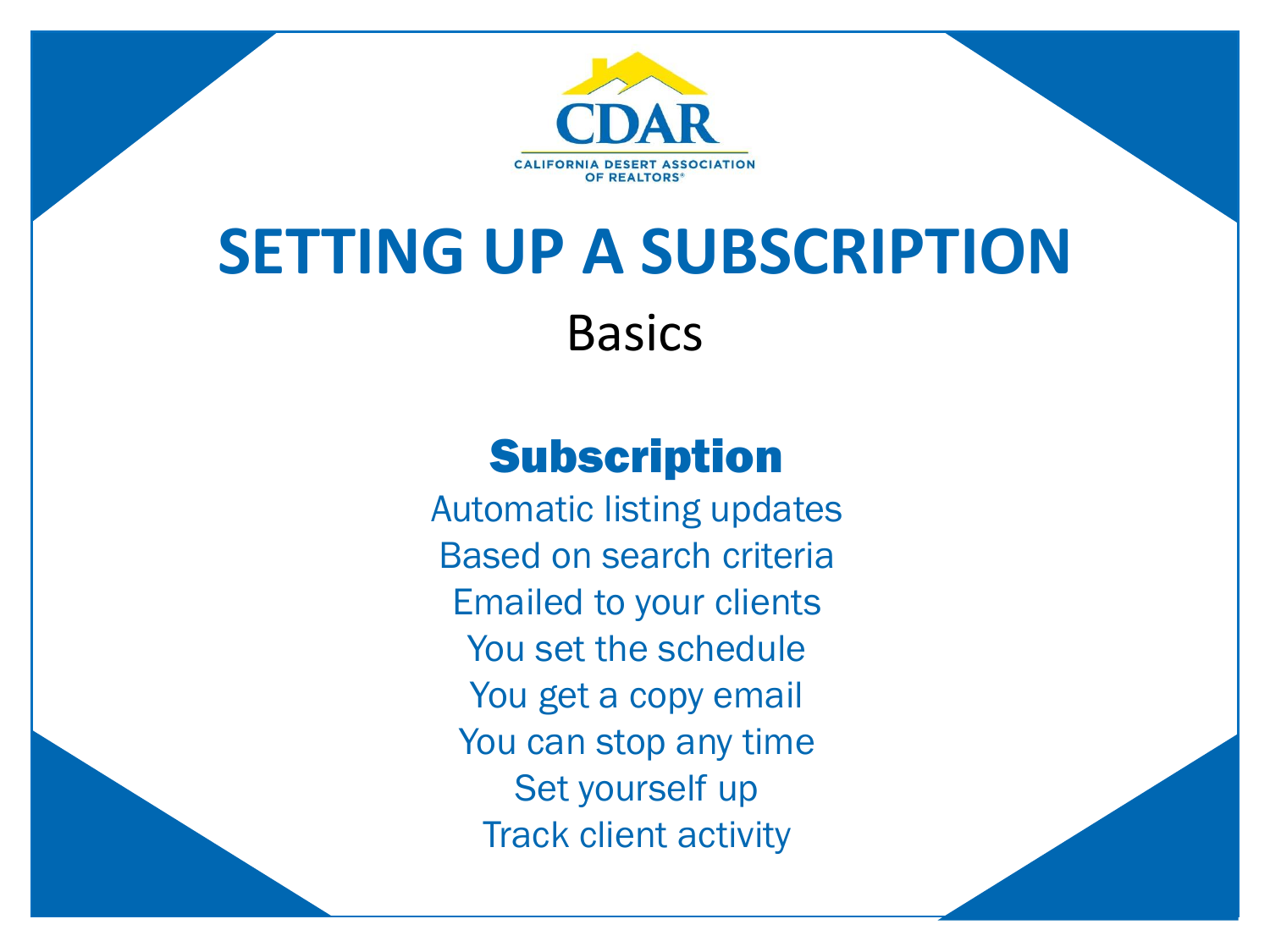CDAR

CALIFORNIA DESERT ASSOCIATION OF REALTORS®

# SETTING UP A SUBSCRIPTION

Basics

## Subscription

Automatic listing updates

Based on search criteria

Emailed to your clients

You set the schedule

You get a copy email

You can stop any time

Set yourself up

Track client activity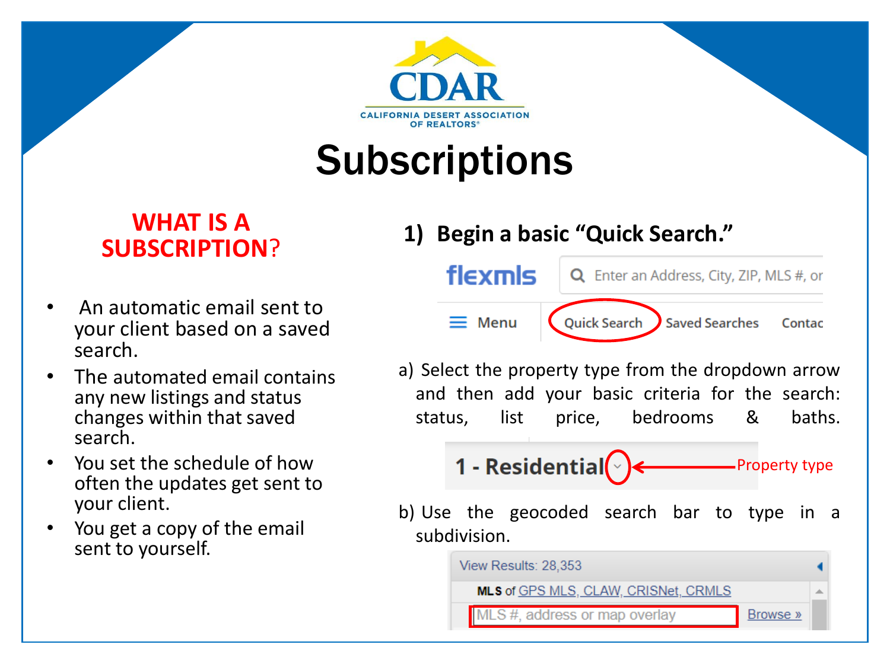CDAR

CALIFORNIA DESERT ASSOCIATION OF REALTORS®

# Subscriptions

## WHAT IS A SUBSCRIPTION?

- An automatic email sent to your client based on a saved search.
- The automated email contains any new listings and status changes within that saved search.
- You set the schedule of how often the updates get sent to your client.
- You get a copy of the email sent to yourself.

## 1) Begin a basic "Quick Search."

flexmls | Enter an Address, City, ZIP, MLS #, or

Menu | Quick Search | Saved Searches | Contac

a) Select the property type from the dropdown arrow and then add your basic criteria for the search: status, list price, bedrooms & baths.

1 - Residential ← Property type

b) Use the geocoded search bar to type in a subdivision.

View Results: 28,353

MLS of GPS MLS, CLAW, CRISNet, CRMLS

MLS #, address or map overlay | Browse »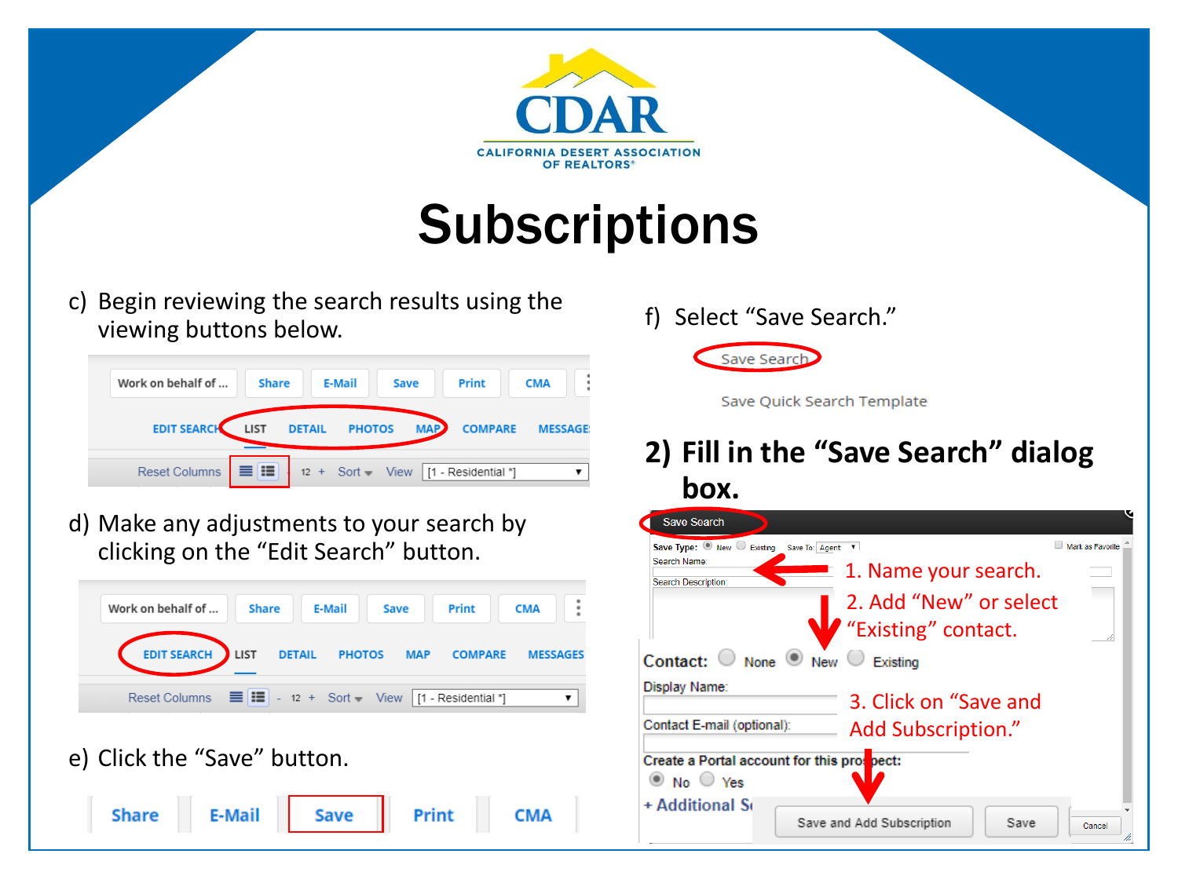# Subscriptions

c) Begin reviewing the search results using the viewing buttons below.

d) Make any adjustments to your search by clicking on the "Edit Search" button.

e) Click the "Save" button.

f) Select "Save Search."

## 2) Fill in the "Save Search" dialog box.

1. Name your search.
2. Add "New" or select "Existing" contact.
3. Click on "Save and Add Subscription."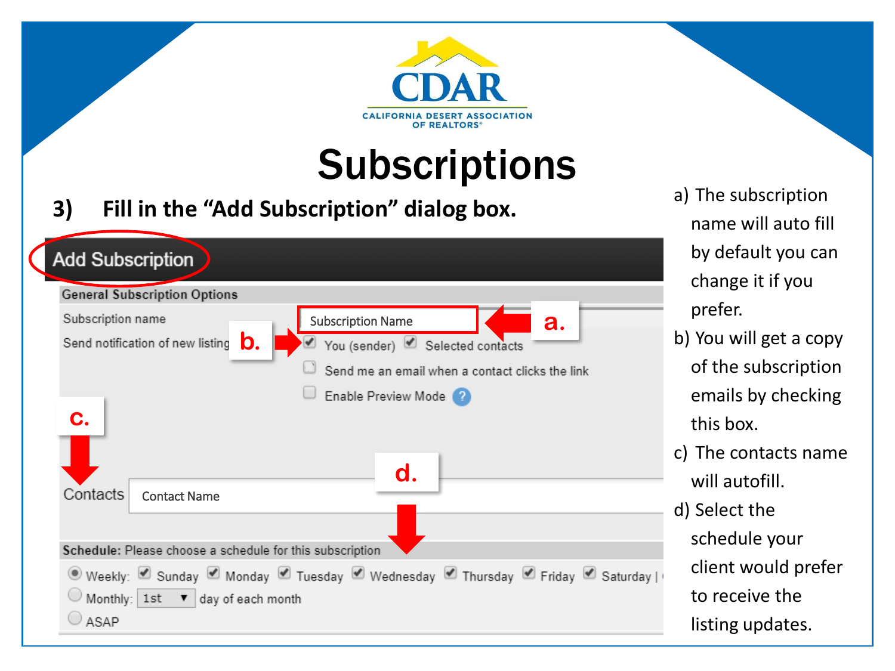CDAR

CALIFORNIA DESERT ASSOCIATION OF REALTORS®

# Subscriptions

**3) Fill in the "Add Subscription" dialog box.**

Add Subscription

General Subscription Options

Subscription name: Subscription Name — **a.**

Send notification of new listing: **b.** ☑ You (sender) ☑ Selected contacts

☐ Send me an email when a contact clicks the link

☐ Enable Preview Mode

**c.**

Contacts: Contact Name — **d.**

Schedule: Please choose a schedule for this subscription

- Weekly: ☑ Sunday ☑ Monday ☑ Tuesday ☑ Wednesday ☑ Thursday ☑ Friday ☑ Saturday
- Monthly: 1st day of each month
- ASAP

a) The subscription name will auto fill by default you can change it if you prefer.

b) You will get a copy of the subscription emails by checking this box.

c) The contacts name will autofill.

d) Select the schedule your client would prefer to receive the listing updates.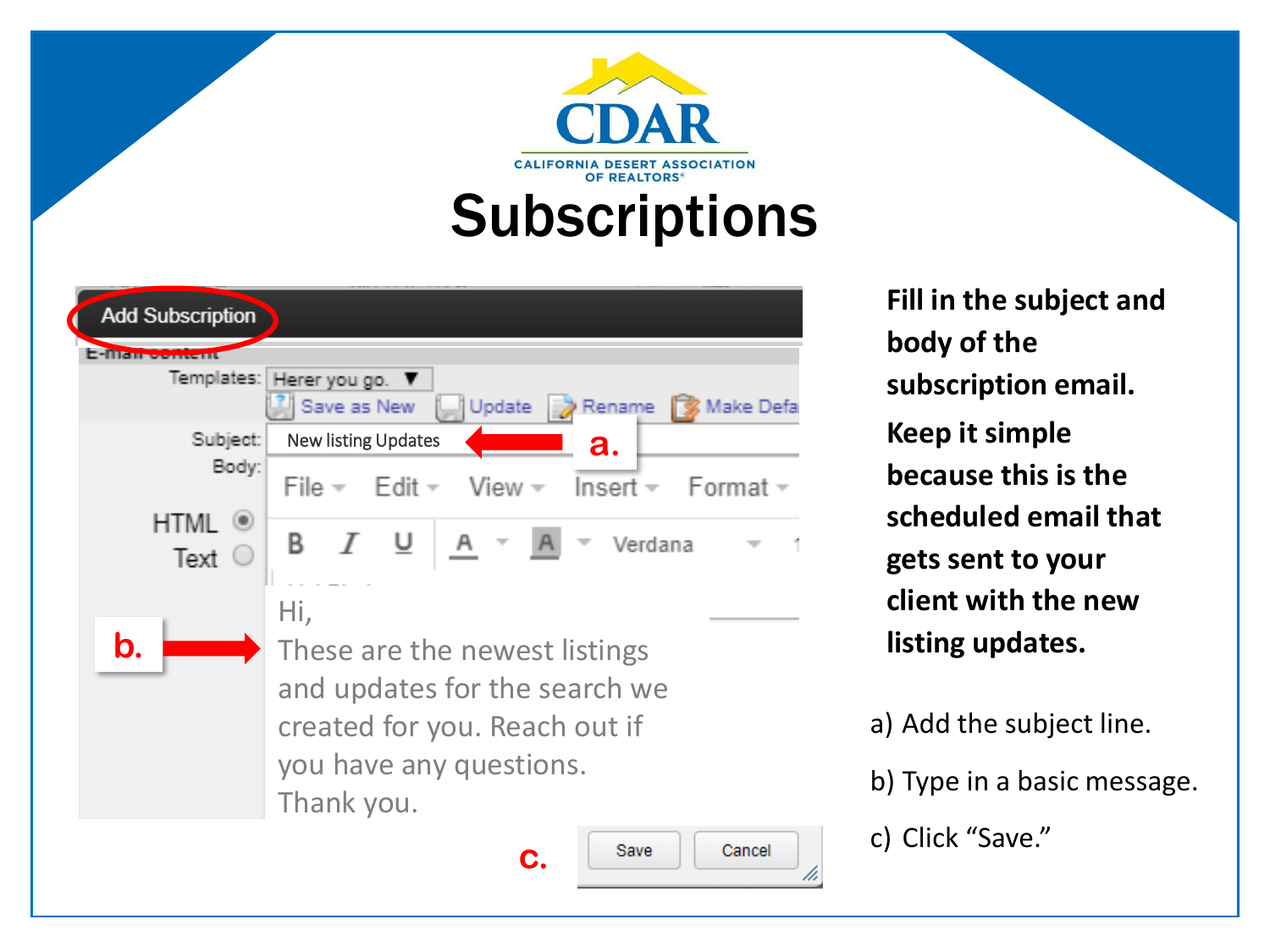CDAR

CALIFORNIA DESERT ASSOCIATION OF REALTORS®

# Subscriptions

Add Subscription

E-mail content

Templates: Herer you go.

Save as New | Update | Rename | Make Defa

Subject: New listing Updates ← **a.**

Body:

File | Edit | View | Insert | Format

HTML / Text

**b.** → Hi,
These are the newest listings and updates for the search we created for you. Reach out if you have any questions.
Thank you.

**c.** Save | Cancel

**Fill in the subject and body of the subscription email.**

**Keep it simple because this is the scheduled email that gets sent to your client with the new listing updates.**

a) Add the subject line.

b) Type in a basic message.

c) Click "Save."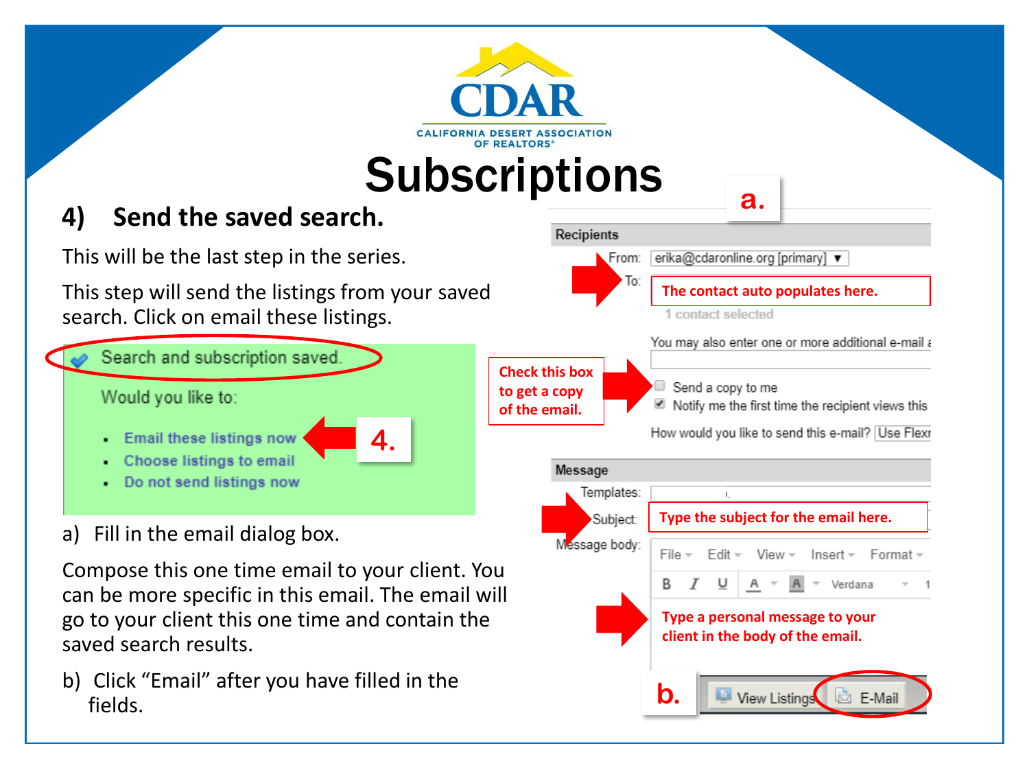# Subscriptions

## 4) Send the saved search.

This will be the last step in the series.

This step will send the listings from your saved search. Click on email these listings.

Search and subscription saved.

Would you like to:

- Email these listings now
- Choose listings to email
- Do not send listings now

4.

a) Fill in the email dialog box.

Compose this one time email to your client. You can be more specific in this email. The email will go to your client this one time and contain the saved search results.

b) Click "Email" after you have filled in the fields.

a.

Recipients

From: erika@cdaronline.org [primary]

To: The contact auto populates here.

1 contact selected

You may also enter one or more additional e-mail a

Check this box to get a copy of the email.

Send a copy to me

Notify me the first time the recipient views this

How would you like to send this e-mail? Use Flexm

Message

Templates:

Subject: Type the subject for the email here.

Message body:

File Edit View Insert Format

B I U A A Verdana

Type a personal message to your client in the body of the email.

b.

View Listings E-Mail